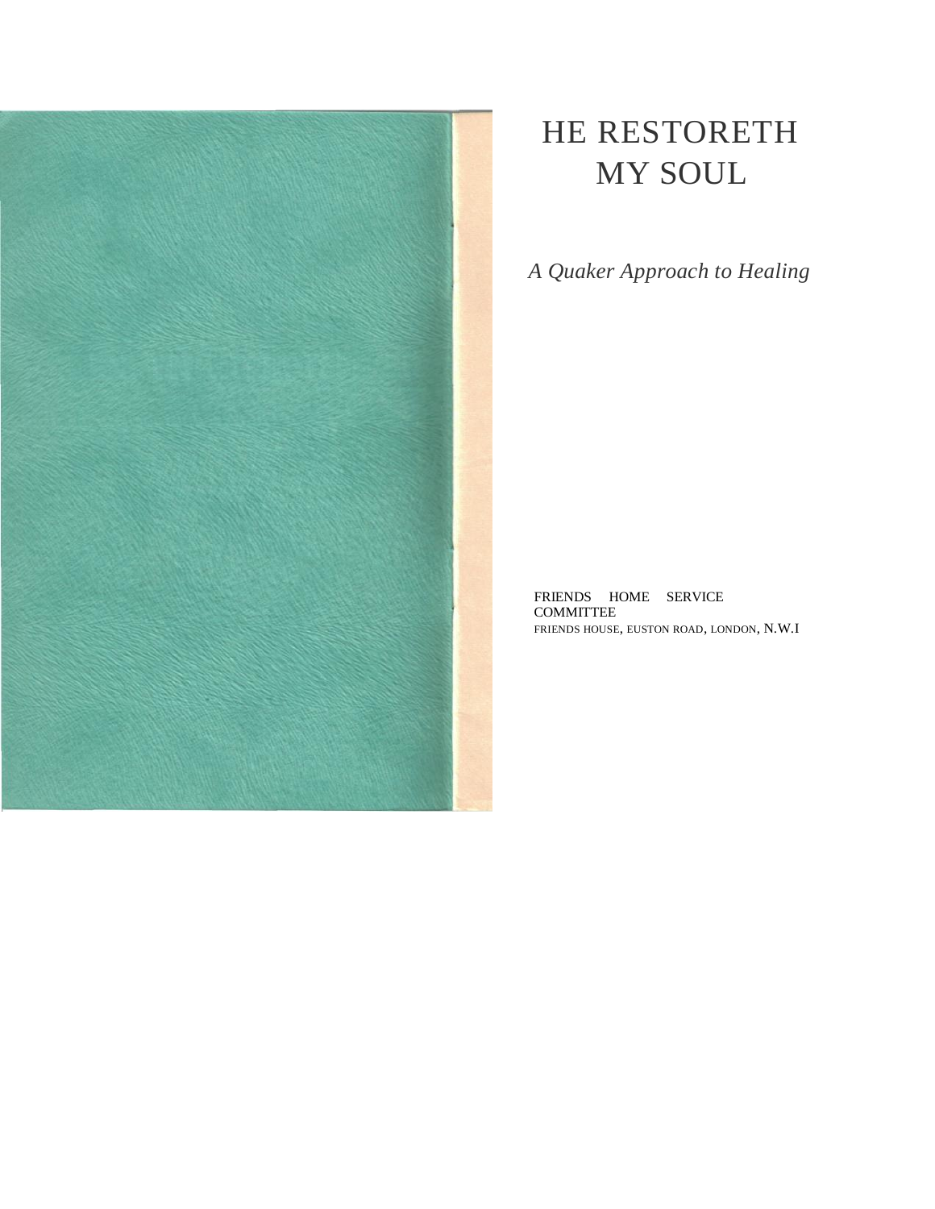# HE RESTORETH MY SOUL

*A Quaker Approach to Healing*

FRIENDS HOME SERVICE COMMITTEE
FRIENDS HOUSE, EUSTON ROAD, LONDON, N.W.I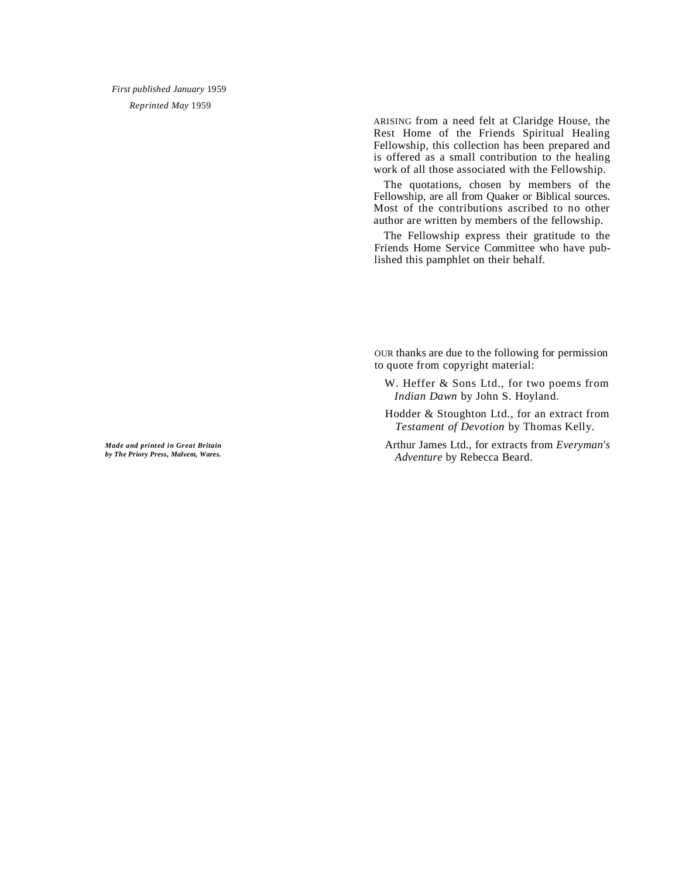*First published January* 1959

*Reprinted May* 1959

*Made and printed in Great Britain by The Priory Press, Malvem, Wares.*

ARISING from a need felt at Claridge House, the Rest Home of the Friends Spiritual Healing Fellowship, this collection has been prepared and is offered as a small contribution to the healing work of all those associated with the Fellowship.

The quotations, chosen by members of the Fellowship, are all from Quaker or Biblical sources. Most of the contributions ascribed to no other author are written by members of the fellowship.

The Fellowship express their gratitude to the Friends Home Service Committee who have published this pamphlet on their behalf.

OUR thanks are due to the following for permission to quote from copyright material:

W. Heffer & Sons Ltd., for two poems from *Indian Dawn* by John S. Hoyland.

Hodder & Stoughton Ltd., for an extract from *Testament of Devotion* by Thomas Kelly.

Arthur James Ltd., for extracts from *Everyman's Adventure* by Rebecca Beard.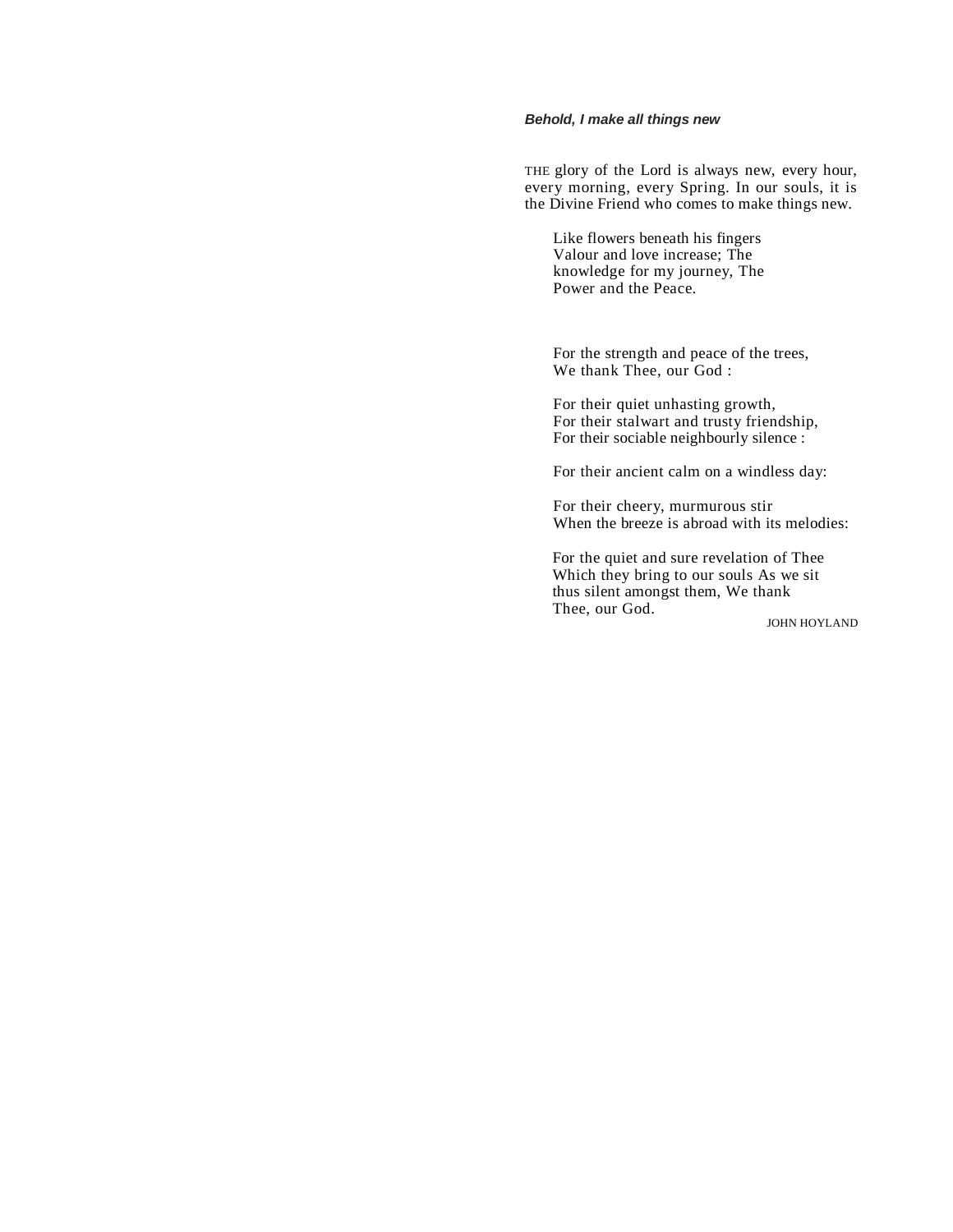***Behold, I make all things new***

THE glory of the Lord is always new, every hour, every morning, every Spring. In our souls, it is the Divine Friend who comes to make things new.

Like flowers beneath his fingers
Valour and love increase; The
knowledge for my journey, The
Power and the Peace.

For the strength and peace of the trees,
We thank Thee, our God :

For their quiet unhasting growth,
For their stalwart and trusty friendship,
For their sociable neighbourly silence :

For their ancient calm on a windless day:

For their cheery, murmurous stir
When the breeze is abroad with its melodies:

For the quiet and sure revelation of Thee
Which they bring to our souls As we sit
thus silent amongst them, We thank
Thee, our God.

JOHN HOYLAND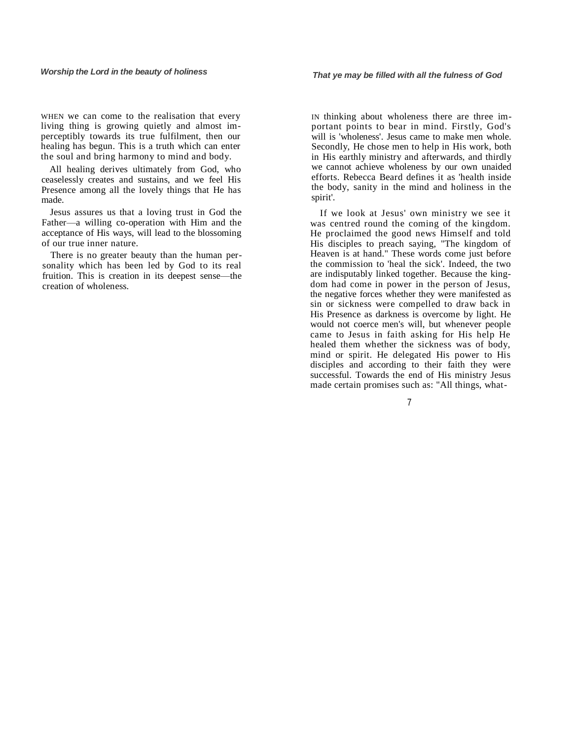*Worship the Lord in the beauty of holiness*

WHEN we can come to the realisation that every living thing is growing quietly and almost imperceptibly towards its true fulfilment, then our healing has begun. This is a truth which can enter the soul and bring harmony to mind and body.

All healing derives ultimately from God, who ceaselessly creates and sustains, and we feel His Presence among all the lovely things that He has made.

Jesus assures us that a loving trust in God the Father—a willing co-operation with Him and the acceptance of His ways, will lead to the blossoming of our true inner nature.

There is no greater beauty than the human personality which has been led by God to its real fruition. This is creation in its deepest sense—the creation of wholeness.

*That ye may be filled with all the fulness of God*

IN thinking about wholeness there are three important points to bear in mind. Firstly, God's will is 'wholeness'. Jesus came to make men whole. Secondly, He chose men to help in His work, both in His earthly ministry and afterwards, and thirdly we cannot achieve wholeness by our own unaided efforts. Rebecca Beard defines it as 'health inside the body, sanity in the mind and holiness in the spirit'.

If we look at Jesus' own ministry we see it was centred round the coming of the kingdom. He proclaimed the good news Himself and told His disciples to preach saying, "The kingdom of Heaven is at hand." These words come just before the commission to 'heal the sick'. Indeed, the two are indisputably linked together. Because the kingdom had come in power in the person of Jesus, the negative forces whether they were manifested as sin or sickness were compelled to draw back in His Presence as darkness is overcome by light. He would not coerce men's will, but whenever people came to Jesus in faith asking for His help He healed them whether the sickness was of body, mind or spirit. He delegated His power to His disciples and according to their faith they were successful. Towards the end of His ministry Jesus made certain promises such as: "All things, what-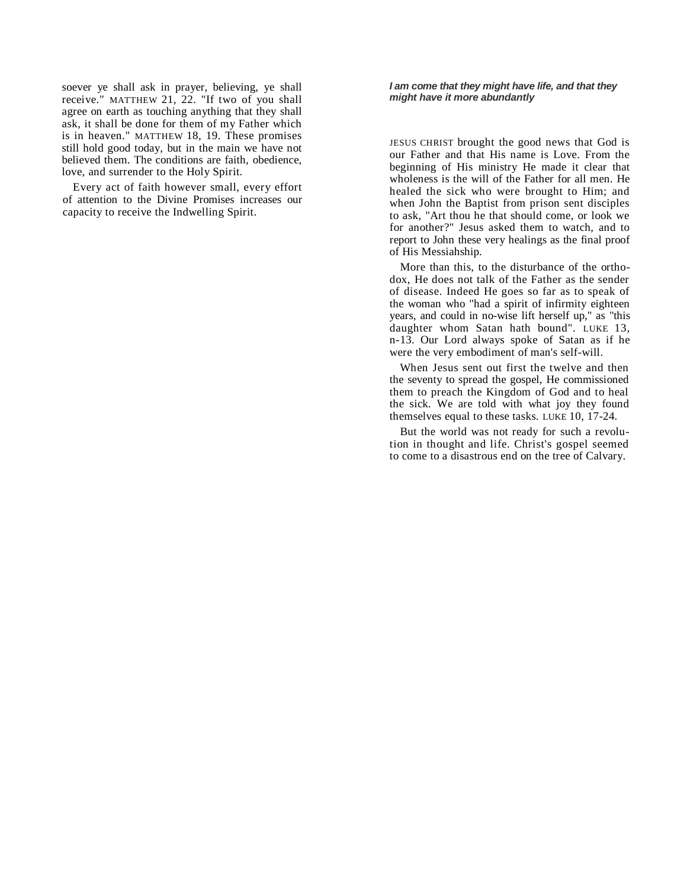soever ye shall ask in prayer, believing, ye shall receive." MATTHEW 21, 22. "If two of you shall agree on earth as touching anything that they shall ask, it shall be done for them of my Father which is in heaven." MATTHEW 18, 19. These promises still hold good today, but in the main we have not believed them. The conditions are faith, obedience, love, and surrender to the Holy Spirit.

Every act of faith however small, every effort of attention to the Divine Promises increases our capacity to receive the Indwelling Spirit.

***I am come that they might have life, and that they might have it more abundantly***

JESUS CHRIST brought the good news that God is our Father and that His name is Love. From the beginning of His ministry He made it clear that wholeness is the will of the Father for all men. He healed the sick who were brought to Him; and when John the Baptist from prison sent disciples to ask, "Art thou he that should come, or look we for another?" Jesus asked them to watch, and to report to John these very healings as the final proof of His Messiahship.

More than this, to the disturbance of the orthodox, He does not talk of the Father as the sender of disease. Indeed He goes so far as to speak of the woman who "had a spirit of infirmity eighteen years, and could in no-wise lift herself up," as "this daughter whom Satan hath bound". LUKE 13, n-13. Our Lord always spoke of Satan as if he were the very embodiment of man's self-will.

When Jesus sent out first the twelve and then the seventy to spread the gospel, He commissioned them to preach the Kingdom of God and to heal the sick. We are told with what joy they found themselves equal to these tasks. LUKE 10, 17-24.

But the world was not ready for such a revolution in thought and life. Christ's gospel seemed to come to a disastrous end on the tree of Calvary.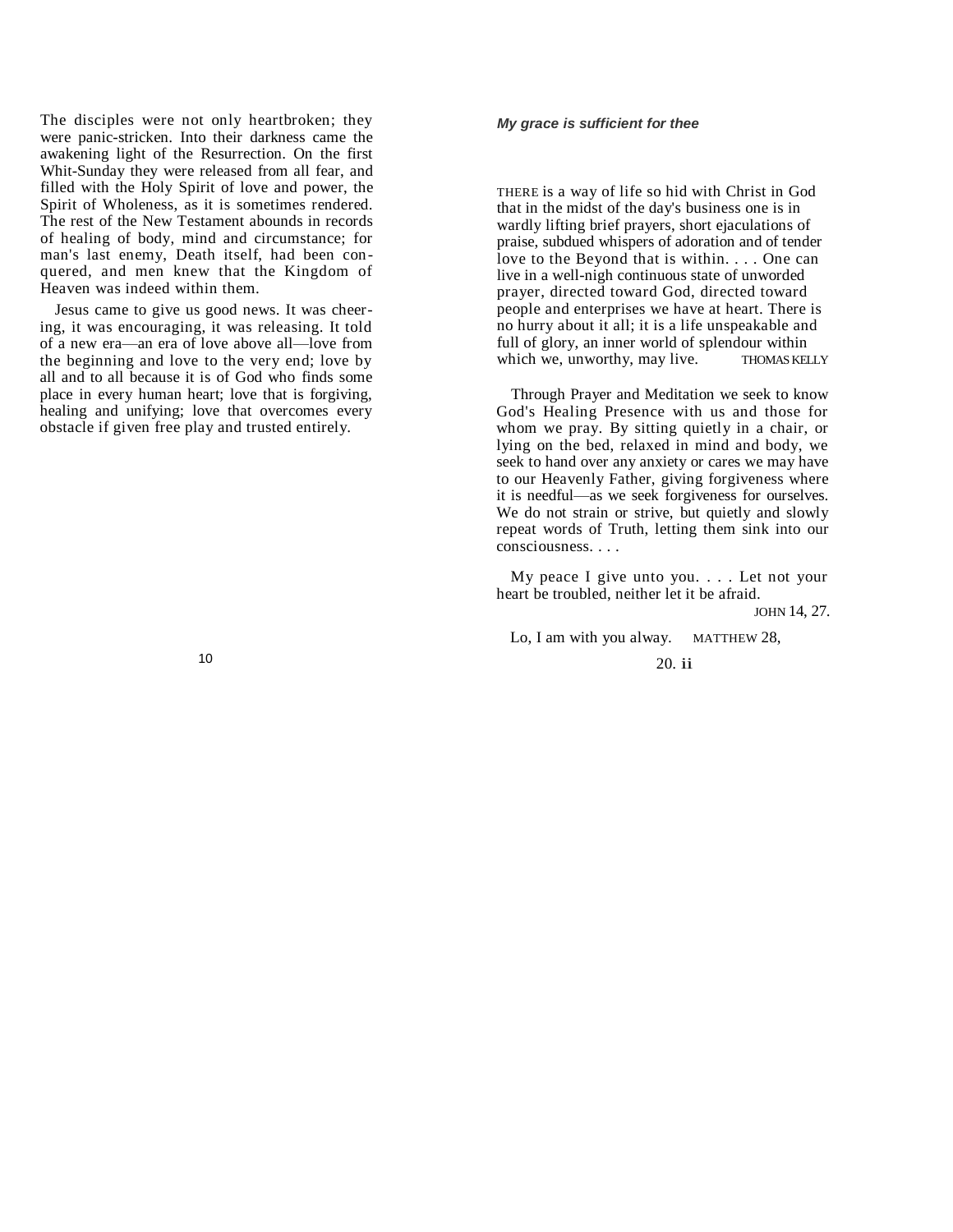The disciples were not only heartbroken; they were panic-stricken. Into their darkness came the awakening light of the Resurrection. On the first Whit-Sunday they were released from all fear, and filled with the Holy Spirit of love and power, the Spirit of Wholeness, as it is sometimes rendered. The rest of the New Testament abounds in records of healing of body, mind and circumstance; for man's last enemy, Death itself, had been conquered, and men knew that the Kingdom of Heaven was indeed within them.

Jesus came to give us good news. It was cheering, it was encouraging, it was releasing. It told of a new era—an era of love above all—love from the beginning and love to the very end; love by all and to all because it is of God who finds some place in every human heart; love that is forgiving, healing and unifying; love that overcomes every obstacle if given free play and trusted entirely.

### *My grace is sufficient for thee*

THERE is a way of life so hid with Christ in God that in the midst of the day's business one is inwardly lifting brief prayers, short ejaculations of praise, subdued whispers of adoration and of tender love to the Beyond that is within. . . . One can live in a well-nigh continuous state of unworded prayer, directed toward God, directed toward people and enterprises we have at heart. There is no hurry about it all; it is a life unspeakable and full of glory, an inner world of splendour within which we, unworthy, may live. THOMAS KELLY

Through Prayer and Meditation we seek to know God's Healing Presence with us and those for whom we pray. By sitting quietly in a chair, or lying on the bed, relaxed in mind and body, we seek to hand over any anxiety or cares we may have to our Heavenly Father, giving forgiveness where it is needful—as we seek forgiveness for ourselves. We do not strain or strive, but quietly and slowly repeat words of Truth, letting them sink into our consciousness. . . .

My peace I give unto you. . . . Let not your heart be troubled, neither let it be afraid.

JOHN 14, 27.

Lo, I am with you alway. MATTHEW 28, 20.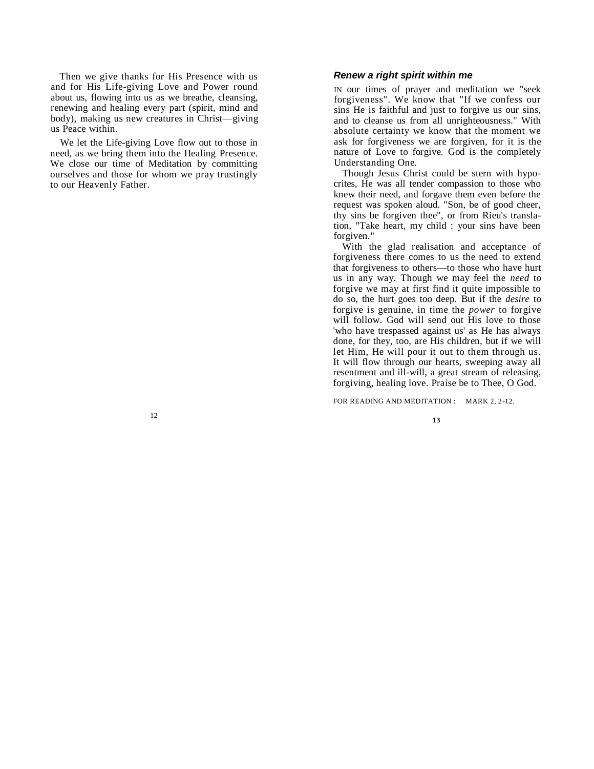Then we give thanks for His Presence with us and for His Life-giving Love and Power round about us, flowing into us as we breathe, cleansing, renewing and healing every part (spirit, mind and body), making us new creatures in Christ—giving us Peace within.

We let the Life-giving Love flow out to those in need, as we bring them into the Healing Presence. We close our time of Meditation by committing ourselves and those for whom we pray trustingly to our Heavenly Father.

### *Renew a right spirit within me*

IN our times of prayer and meditation we "seek forgiveness". We know that "If we confess our sins He is faithful and just to forgive us our sins, and to cleanse us from all unrighteousness." With absolute certainty we know that the moment we ask for forgiveness we are forgiven, for it is the nature of Love to forgive. God is the completely Understanding One.

Though Jesus Christ could be stern with hypocrites, He was all tender compassion to those who knew their need, and forgave them even before the request was spoken aloud. "Son, be of good cheer, thy sins be forgiven thee", or from Rieu's translation, "Take heart, my child : your sins have been forgiven."

With the glad realisation and acceptance of forgiveness there comes to us the need to extend that forgiveness to others—to those who have hurt us in any way. Though we may feel the *need* to forgive we may at first find it quite impossible to do so, the hurt goes too deep. But if the *desire* to forgive is genuine, in time the *power* to forgive will follow. God will send out His love to those 'who have trespassed against us' as He has always done, for they, too, are His children, but if we will let Him, He will pour it out to them through us. It will flow through our hearts, sweeping away all resentment and ill-will, a great stream of releasing, forgiving, healing love. Praise be to Thee, O God.

FOR READING AND MEDITATION : MARK 2, 2-12.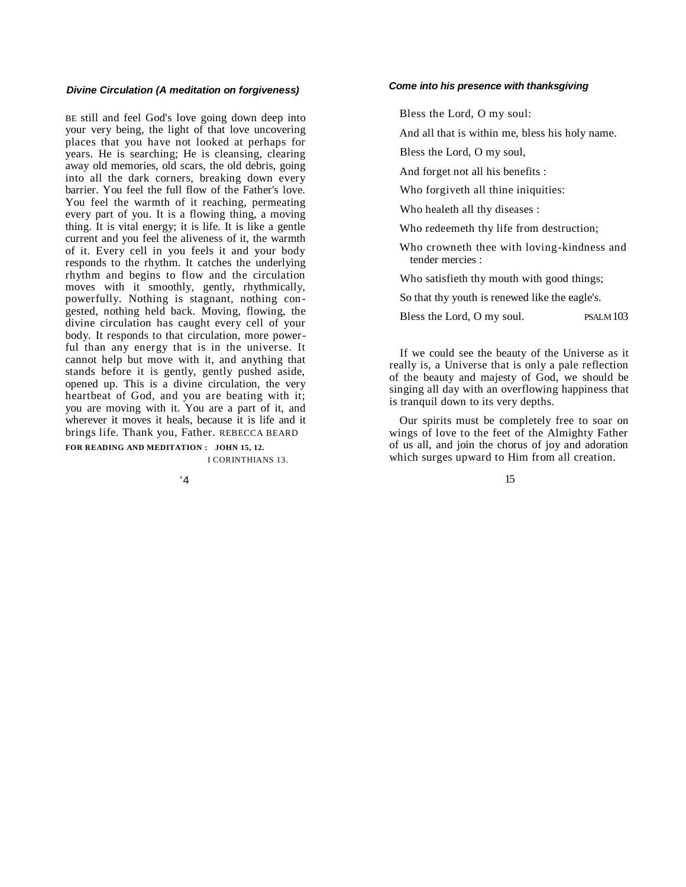### *Divine Circulation (A meditation on forgiveness)*

BE still and feel God's love going down deep into your very being, the light of that love uncovering places that you have not looked at perhaps for years. He is searching; He is cleansing, clearing away old memories, old scars, the old debris, going into all the dark corners, breaking down every barrier. You feel the full flow of the Father's love. You feel the warmth of it reaching, permeating every part of you. It is a flowing thing, a moving thing. It is vital energy; it is life. It is like a gentle current and you feel the aliveness of it, the warmth of it. Every cell in you feels it and your body responds to the rhythm. It catches the underlying rhythm and begins to flow and the circulation moves with it smoothly, gently, rhythmically, powerfully. Nothing is stagnant, nothing congested, nothing held back. Moving, flowing, the divine circulation has caught every cell of your body. It responds to that circulation, more powerful than any energy that is in the universe. It cannot help but move with it, and anything that stands before it is gently, gently pushed aside, opened up. This is a divine circulation, the very heartbeat of God, and you are beating with it; you are moving with it. You are a part of it, and wherever it moves it heals, because it is life and it brings life. Thank you, Father. REBECCA BEARD

**FOR READING AND MEDITATION : JOHN 15, 12.**
I CORINTHIANS 13.

### *Come into his presence with thanksgiving*

Bless the Lord, O my soul:

And all that is within me, bless his holy name.

Bless the Lord, O my soul,

And forget not all his benefits :

Who forgiveth all thine iniquities:

Who healeth all thy diseases :

Who redeemeth thy life from destruction;

Who crowneth thee with loving-kindness and tender mercies :

Who satisfieth thy mouth with good things;

So that thy youth is renewed like the eagle's.

Bless the Lord, O my soul. PSALM 103

If we could see the beauty of the Universe as it really is, a Universe that is only a pale reflection of the beauty and majesty of God, we should be singing all day with an overflowing happiness that is tranquil down to its very depths.

Our spirits must be completely free to soar on wings of love to the feet of the Almighty Father of us all, and join the chorus of joy and adoration which surges upward to Him from all creation.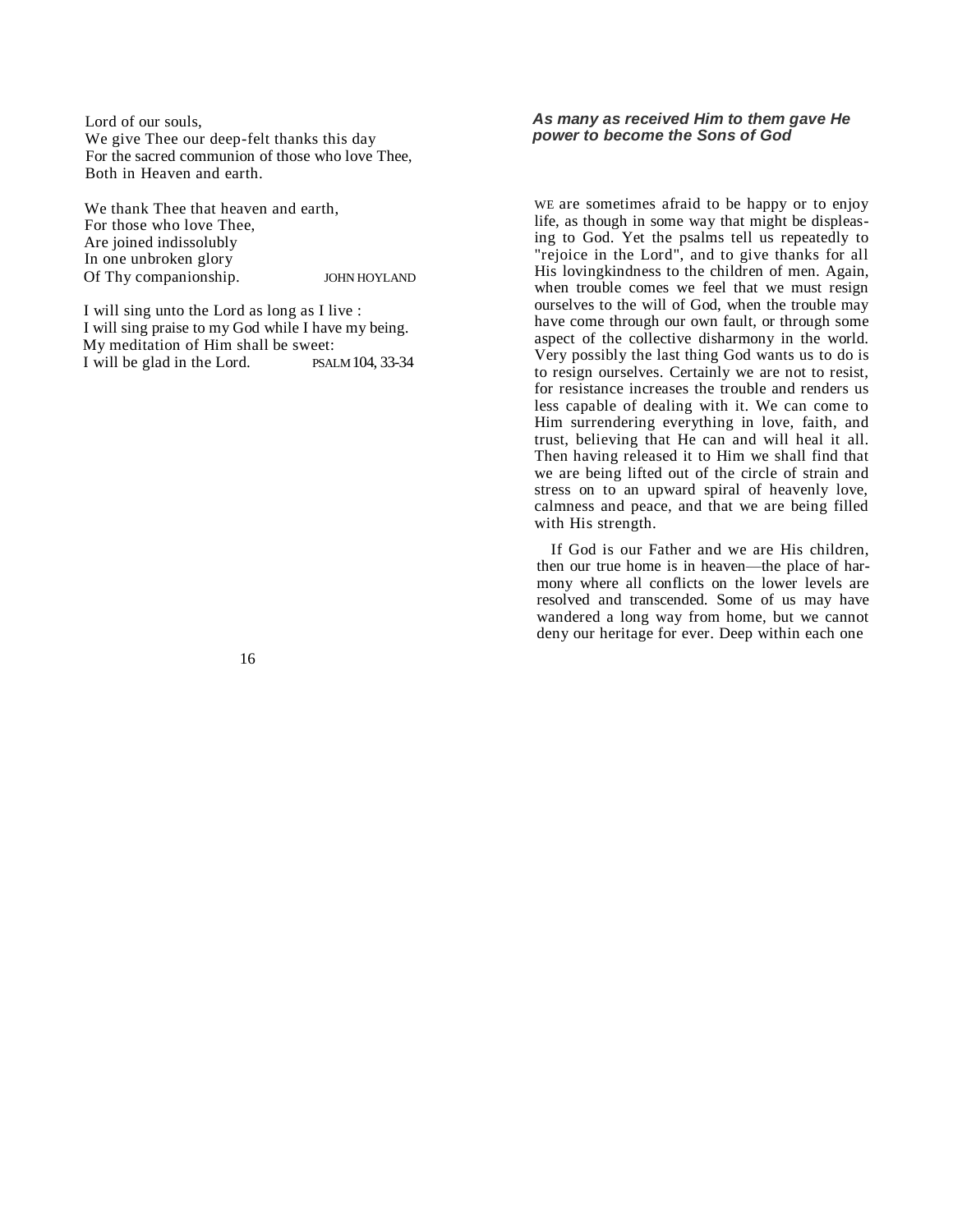Lord of our souls,
We give Thee our deep-felt thanks this day
For the sacred communion of those who love Thee,
Both in Heaven and earth.

We thank Thee that heaven and earth,
For those who love Thee,
Are joined indissolubly
In one unbroken glory
Of Thy companionship. JOHN HOYLAND

I will sing unto the Lord as long as I live :
I will sing praise to my God while I have my being.
My meditation of Him shall be sweet:
I will be glad in the Lord. PSALM 104, 33-34

### *As many as received Him to them gave He power to become the Sons of God*

WE are sometimes afraid to be happy or to enjoy life, as though in some way that might be displeasing to God. Yet the psalms tell us repeatedly to "rejoice in the Lord", and to give thanks for all His lovingkindness to the children of men. Again, when trouble comes we feel that we must resign ourselves to the will of God, when the trouble may have come through our own fault, or through some aspect of the collective disharmony in the world. Very possibly the last thing God wants us to do is to resign ourselves. Certainly we are not to resist, for resistance increases the trouble and renders us less capable of dealing with it. We can come to Him surrendering everything in love, faith, and trust, believing that He can and will heal it all. Then having released it to Him we shall find that we are being lifted out of the circle of strain and stress on to an upward spiral of heavenly love, calmness and peace, and that we are being filled with His strength.

If God is our Father and we are His children, then our true home is in heaven—the place of harmony where all conflicts on the lower levels are resolved and transcended. Some of us may have wandered a long way from home, but we cannot deny our heritage for ever. Deep within each one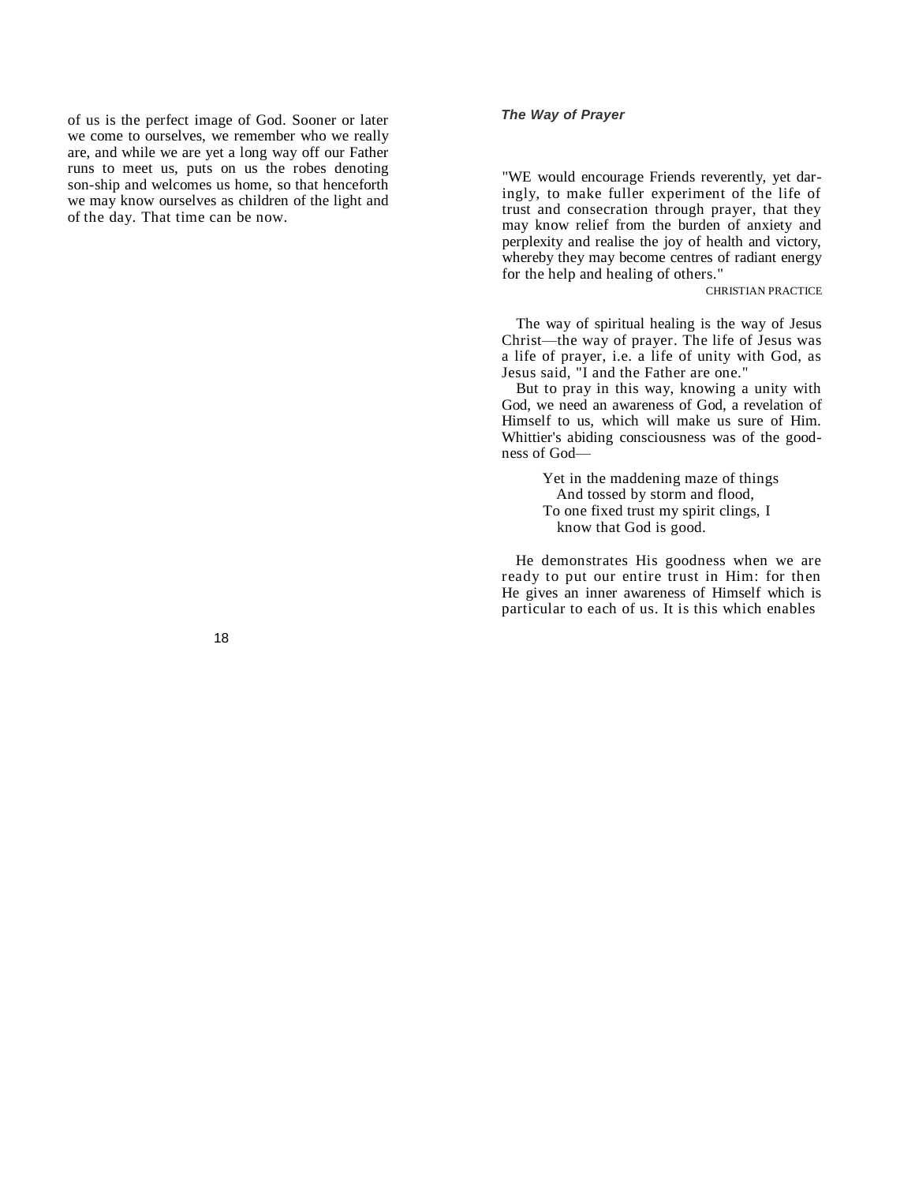of us is the perfect image of God. Sooner or later we come to ourselves, we remember who we really are, and while we are yet a long way off our Father runs to meet us, puts on us the robes denoting son-ship and welcomes us home, so that henceforth we may know ourselves as children of the light and of the day. That time can be now.

### *The Way of Prayer*

"WE would encourage Friends reverently, yet daringly, to make fuller experiment of the life of trust and consecration through prayer, that they may know relief from the burden of anxiety and perplexity and realise the joy of health and victory, whereby they may become centres of radiant energy for the help and healing of others."

CHRISTIAN PRACTICE

The way of spiritual healing is the way of Jesus Christ—the way of prayer. The life of Jesus was a life of prayer, i.e. a life of unity with God, as Jesus said, "I and the Father are one."

But to pray in this way, knowing a unity with God, we need an awareness of God, a revelation of Himself to us, which will make us sure of Him. Whittier's abiding consciousness was of the goodness of God—

> Yet in the maddening maze of things
> And tossed by storm and flood,
> To one fixed trust my spirit clings, I
> know that God is good.

He demonstrates His goodness when we are ready to put our entire trust in Him: for then He gives an inner awareness of Himself which is particular to each of us. It is this which enables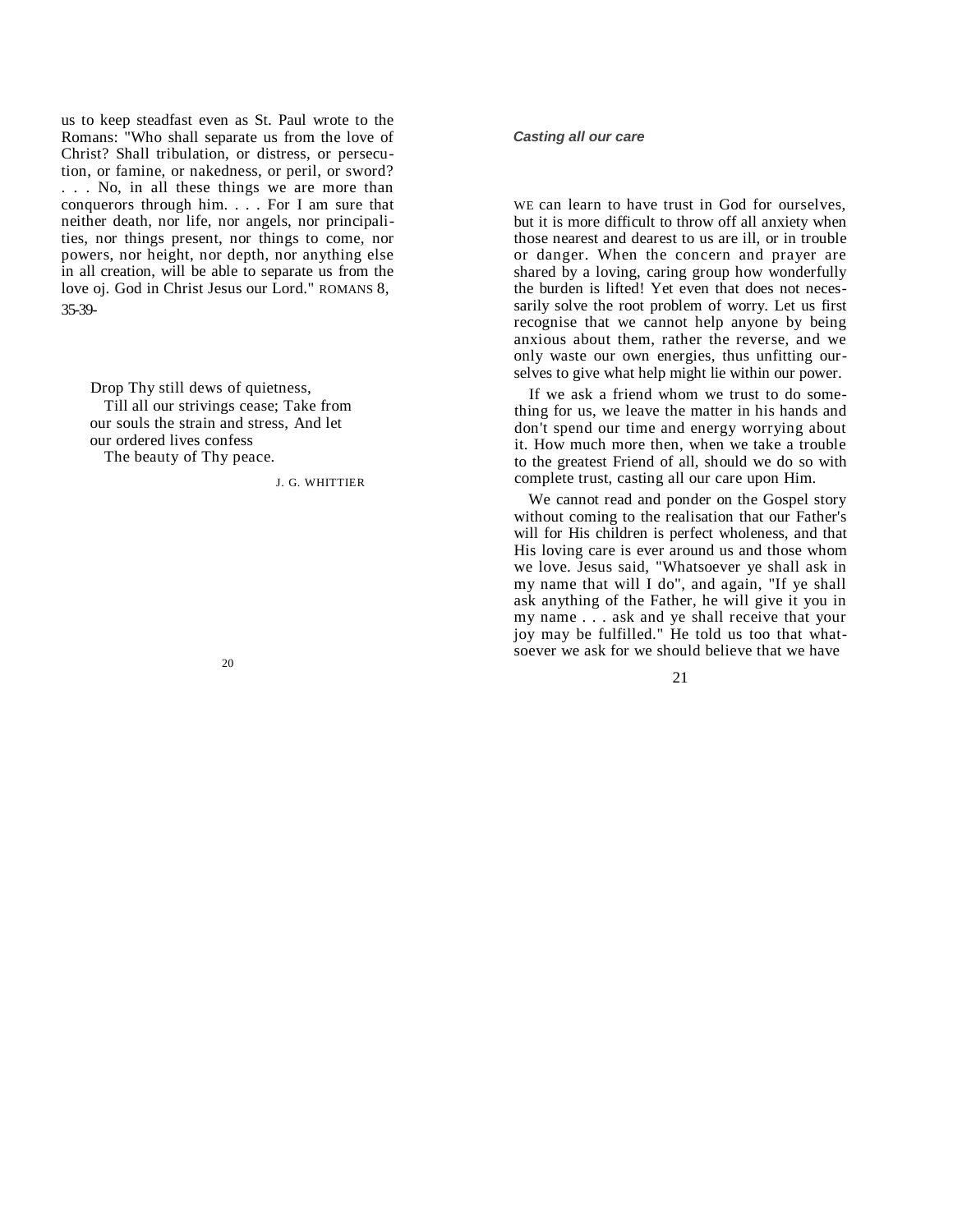us to keep steadfast even as St. Paul wrote to the Romans: "Who shall separate us from the love of Christ? Shall tribulation, or distress, or persecution, or famine, or nakedness, or peril, or sword? . . . No, in all these things we are more than conquerors through him. . . . For I am sure that neither death, nor life, nor angels, nor principalities, nor things present, nor things to come, nor powers, nor height, nor depth, nor anything else in all creation, will be able to separate us from the love oj. God in Christ Jesus our Lord." ROMANS 8, 35-39-

> Drop Thy still dews of quietness,
> Till all our strivings cease; Take from our souls the strain and stress, And let our ordered lives confess
> The beauty of Thy peace.
>
> J. G. WHITTIER

### *Casting all our care*

WE can learn to have trust in God for ourselves, but it is more difficult to throw off all anxiety when those nearest and dearest to us are ill, or in trouble or danger. When the concern and prayer are shared by a loving, caring group how wonderfully the burden is lifted! Yet even that does not necessarily solve the root problem of worry. Let us first recognise that we cannot help anyone by being anxious about them, rather the reverse, and we only waste our own energies, thus unfitting ourselves to give what help might lie within our power.

If we ask a friend whom we trust to do something for us, we leave the matter in his hands and don't spend our time and energy worrying about it. How much more then, when we take a trouble to the greatest Friend of all, should we do so with complete trust, casting all our care upon Him.

We cannot read and ponder on the Gospel story without coming to the realisation that our Father's will for His children is perfect wholeness, and that His loving care is ever around us and those whom we love. Jesus said, "Whatsoever ye shall ask in my name that will I do", and again, "If ye shall ask anything of the Father, he will give it you in my name . . . ask and ye shall receive that your joy may be fulfilled." He told us too that whatsoever we ask for we should believe that we have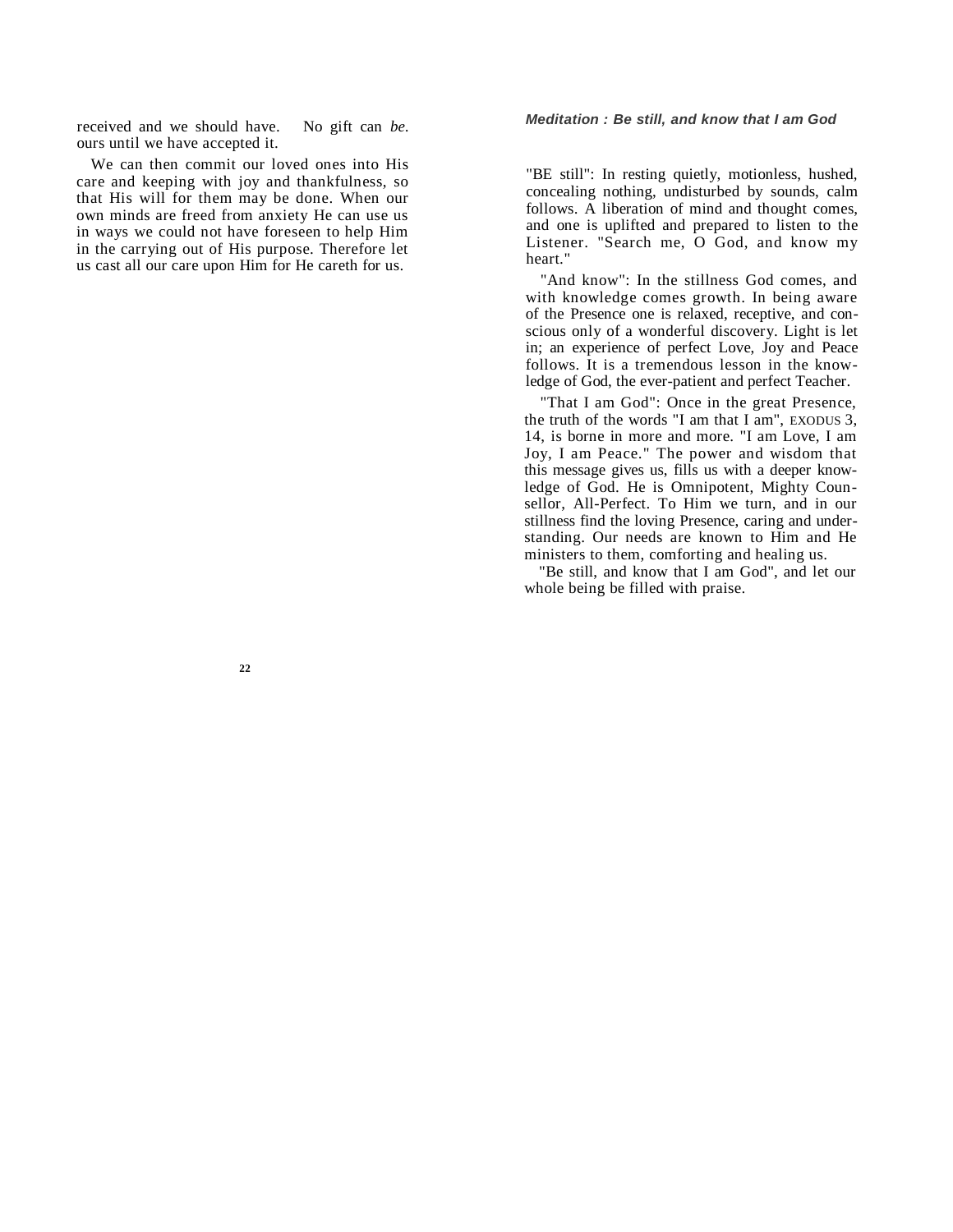received and we should have. No gift can *be.* ours until we have accepted it.

We can then commit our loved ones into His care and keeping with joy and thankfulness, so that His will for them may be done. When our own minds are freed from anxiety He can use us in ways we could not have foreseen to help Him in the carrying out of His purpose. Therefore let us cast all our care upon Him for He careth for us.

### *Meditation : Be still, and know that I am God*

"BE still": In resting quietly, motionless, hushed, concealing nothing, undisturbed by sounds, calm follows. A liberation of mind and thought comes, and one is uplifted and prepared to listen to the Listener. "Search me, O God, and know my heart."

"And know": In the stillness God comes, and with knowledge comes growth. In being aware of the Presence one is relaxed, receptive, and conscious only of a wonderful discovery. Light is let in; an experience of perfect Love, Joy and Peace follows. It is a tremendous lesson in the knowledge of God, the ever-patient and perfect Teacher.

"That I am God": Once in the great Presence, the truth of the words "I am that I am", EXODUS 3, 14, is borne in more and more. "I am Love, I am Joy, I am Peace." The power and wisdom that this message gives us, fills us with a deeper knowledge of God. He is Omnipotent, Mighty Counsellor, All-Perfect. To Him we turn, and in our stillness find the loving Presence, caring and understanding. Our needs are known to Him and He ministers to them, comforting and healing us.

"Be still, and know that I am God", and let our whole being be filled with praise.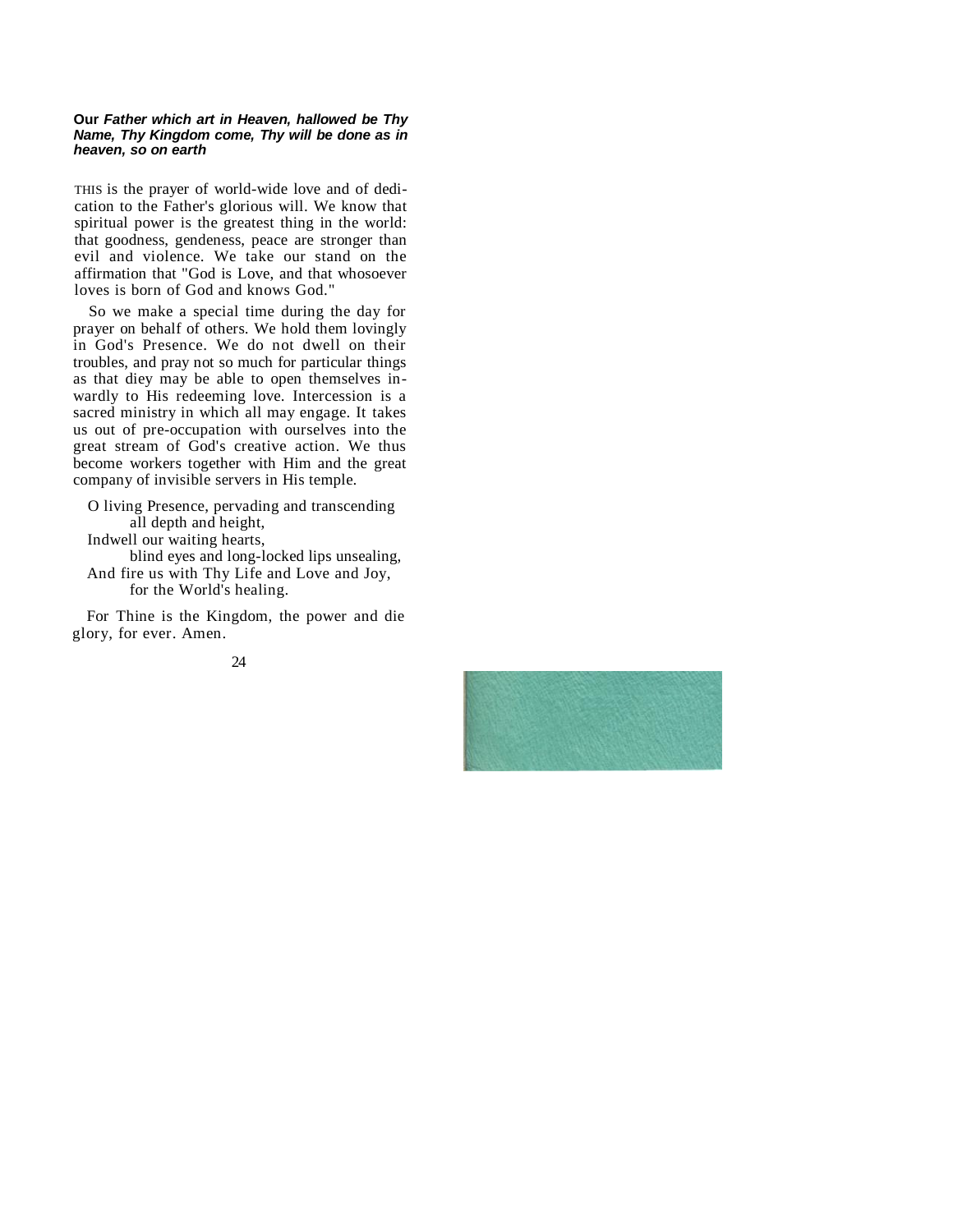**Our *Father which art in Heaven, hallowed be Thy Name, Thy Kingdom come, Thy will be done as in heaven, so on earth***

THIS is the prayer of world-wide love and of dedication to the Father's glorious will. We know that spiritual power is the greatest thing in the world: that goodness, gendeness, peace are stronger than evil and violence. We take our stand on the affirmation that "God is Love, and that whosoever loves is born of God and knows God."

So we make a special time during the day for prayer on behalf of others. We hold them lovingly in God's Presence. We do not dwell on their troubles, and pray not so much for particular things as that diey may be able to open themselves inwardly to His redeeming love. Intercession is a sacred ministry in which all may engage. It takes us out of pre-occupation with ourselves into the great stream of God's creative action. We thus become workers together with Him and the great company of invisible servers in His temple.

O living Presence, pervading and transcending
all depth and height,
Indwell our waiting hearts,
blind eyes and long-locked lips unsealing,
And fire us with Thy Life and Love and Joy,
for the World's healing.

For Thine is the Kingdom, the power and die glory, for ever. Amen.